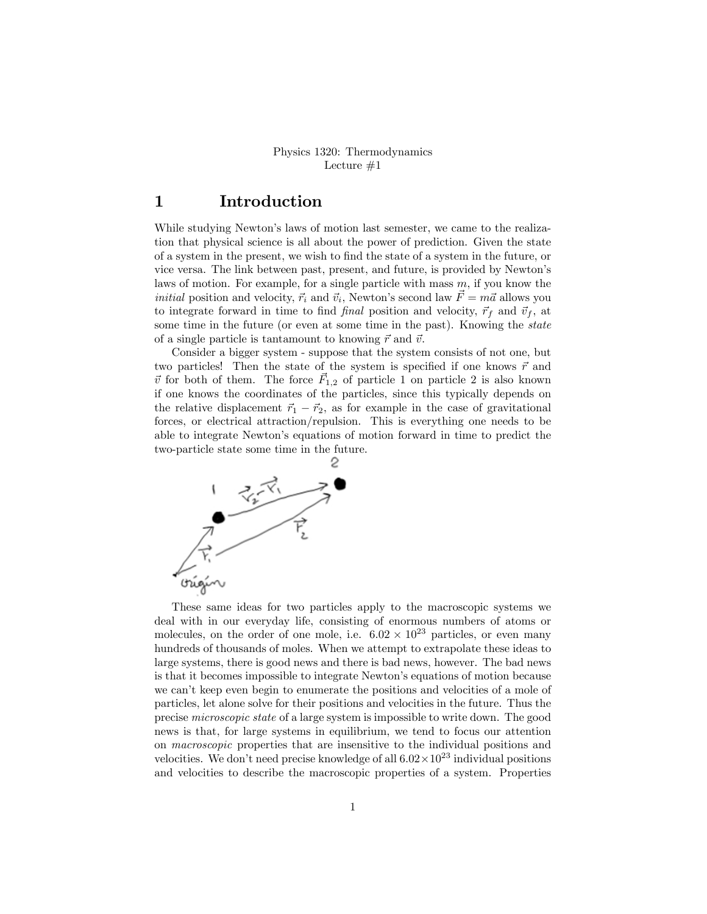Physics 1320: Thermodynamics
Lecture #1

# 1 Introduction

While studying Newton's laws of motion last semester, we came to the realization that physical science is all about the power of prediction. Given the state of a system in the present, we wish to find the state of a system in the future, or vice versa. The link between past, present, and future, is provided by Newton's laws of motion. For example, for a single particle with mass $m$, if you know the *initial* position and velocity, $\vec{r}_i$ and $\vec{v}_i$, Newton's second law $\vec{F} = m\vec{a}$ allows you to integrate forward in time to find *final* position and velocity, $\vec{r}_f$ and $\vec{v}_f$, at some time in the future (or even at some time in the past). Knowing the *state* of a single particle is tantamount to knowing $\vec{r}$ and $\vec{v}$.

Consider a bigger system - suppose that the system consists of not one, but two particles! Then the state of the system is specified if one knows $\vec{r}$ and $\vec{v}$ for both of them. The force $\vec{F}_{1,2}$ of particle 1 on particle 2 is also known if one knows the coordinates of the particles, since this typically depends on the relative displacement $\vec{r}_1 - \vec{r}_2$, as for example in the case of gravitational forces, or electrical attraction/repulsion. This is everything one needs to be able to integrate Newton's equations of motion forward in time to predict the two-particle state some time in the future.

These same ideas for two particles apply to the macroscopic systems we deal with in our everyday life, consisting of enormous numbers of atoms or molecules, on the order of one mole, i.e. $6.02 \times 10^{23}$ particles, or even many hundreds of thousands of moles. When we attempt to extrapolate these ideas to large systems, there is good news and there is bad news, however. The bad news is that it becomes impossible to integrate Newton's equations of motion because we can't keep even begin to enumerate the positions and velocities of a mole of particles, let alone solve for their positions and velocities in the future. Thus the precise *microscopic state* of a large system is impossible to write down. The good news is that, for large systems in equilibrium, we tend to focus our attention on *macroscopic* properties that are insensitive to the individual positions and velocities. We don't need precise knowledge of all $6.02 \times 10^{23}$ individual positions and velocities to describe the macroscopic properties of a system. Properties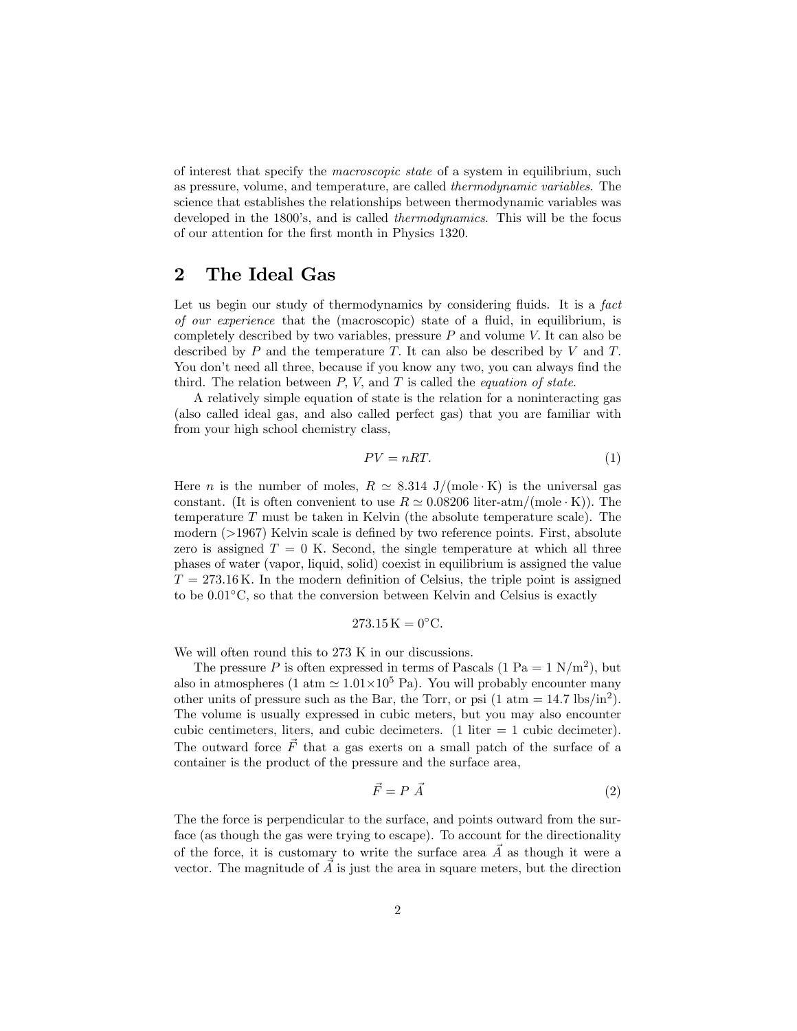of interest that specify the *macroscopic state* of a system in equilibrium, such as pressure, volume, and temperature, are called *thermodynamic variables*. The science that establishes the relationships between thermodynamic variables was developed in the 1800's, and is called *thermodynamics*. This will be the focus of our attention for the first month in Physics 1320.

## 2 The Ideal Gas

Let us begin our study of thermodynamics by considering fluids. It is a *fact of our experience* that the (macroscopic) state of a fluid, in equilibrium, is completely described by two variables, pressure $P$ and volume $V$. It can also be described by $P$ and the temperature $T$. It can also be described by $V$ and $T$. You don't need all three, because if you know any two, you can always find the third. The relation between $P$, $V$, and $T$ is called the *equation of state*.

A relatively simple equation of state is the relation for a noninteracting gas (also called ideal gas, and also called perfect gas) that you are familiar with from your high school chemistry class,

$$PV = nRT. \tag{1}$$

Here $n$ is the number of moles, $R \simeq 8.314$ J/(mole $\cdot$ K) is the universal gas constant. (It is often convenient to use $R \simeq 0.08206$ liter-atm/(mole $\cdot$ K)). The temperature $T$ must be taken in Kelvin (the absolute temperature scale). The modern (>1967) Kelvin scale is defined by two reference points. First, absolute zero is assigned $T = 0$ K. Second, the single temperature at which all three phases of water (vapor, liquid, solid) coexist in equilibrium is assigned the value $T = 273.16$ K. In the modern definition of Celsius, the triple point is assigned to be $0.01°$C, so that the conversion between Kelvin and Celsius is exactly

$$273.15\,\text{K} = 0°\text{C}.$$

We will often round this to 273 K in our discussions.

The pressure $P$ is often expressed in terms of Pascals (1 Pa = 1 N/m$^2$), but also in atmospheres (1 atm $\simeq 1.01\times10^5$ Pa). You will probably encounter many other units of pressure such as the Bar, the Torr, or psi (1 atm = 14.7 lbs/in$^2$). The volume is usually expressed in cubic meters, but you may also encounter cubic centimeters, liters, and cubic decimeters. (1 liter = 1 cubic decimeter). The outward force $\vec{F}$ that a gas exerts on a small patch of the surface of a container is the product of the pressure and the surface area,

$$\vec{F} = P\ \vec{A} \tag{2}$$

The the force is perpendicular to the surface, and points outward from the surface (as though the gas were trying to escape). To account for the directionality of the force, it is customary to write the surface area $\vec{A}$ as though it were a vector. The magnitude of $\vec{A}$ is just the area in square meters, but the direction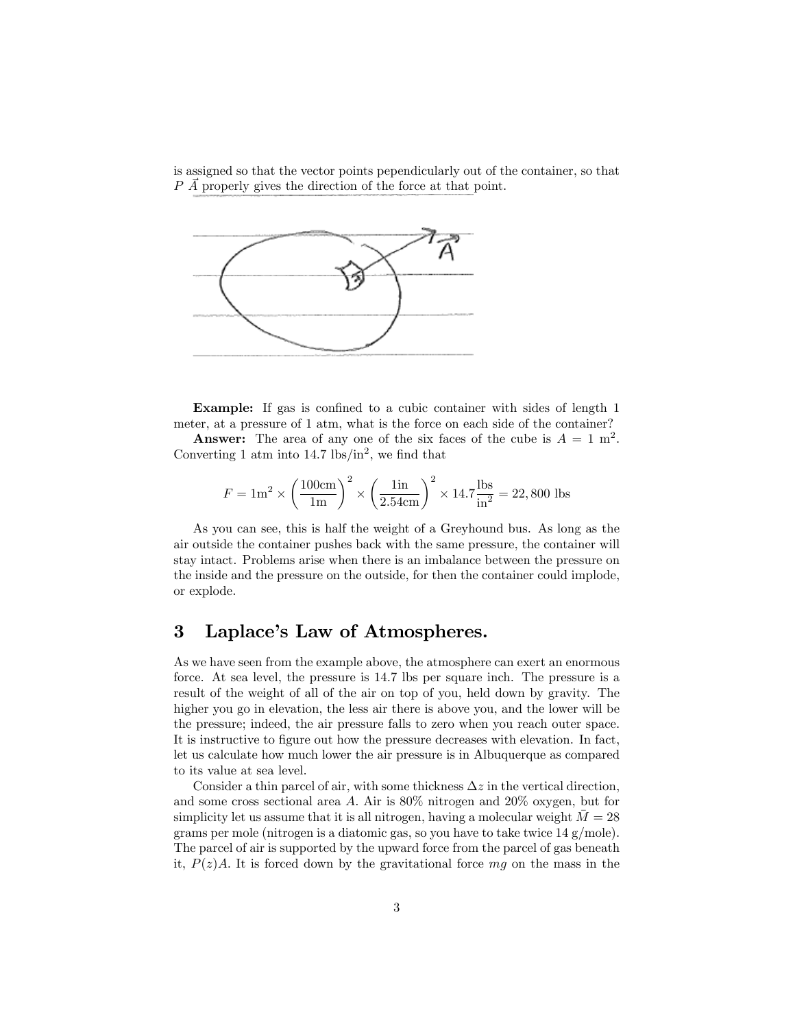is assigned so that the vector points pependicularly out of the container, so that $P \vec{A}$ properly gives the direction of the force at that point.

**Example:** If gas is confined to a cubic container with sides of length 1 meter, at a pressure of 1 atm, what is the force on each side of the container?

**Answer:** The area of any one of the six faces of the cube is $A = 1 \text{ m}^2$. Converting 1 atm into 14.7 lbs/in$^2$, we find that

$$F = 1\text{m}^2 \times \left(\frac{100\text{cm}}{1\text{m}}\right)^2 \times \left(\frac{1\text{in}}{2.54\text{cm}}\right)^2 \times 14.7\frac{\text{lbs}}{\text{in}^2} = 22,800 \text{ lbs}$$

As you can see, this is half the weight of a Greyhound bus. As long as the air outside the container pushes back with the same pressure, the container will stay intact. Problems arise when there is an imbalance between the pressure on the inside and the pressure on the outside, for then the container could implode, or explode.

## 3 Laplace's Law of Atmospheres.

As we have seen from the example above, the atmosphere can exert an enormous force. At sea level, the pressure is 14.7 lbs per square inch. The pressure is a result of the weight of all of the air on top of you, held down by gravity. The higher you go in elevation, the less air there is above you, and the lower will be the pressure; indeed, the air pressure falls to zero when you reach outer space. It is instructive to figure out how the pressure decreases with elevation. In fact, let us calculate how much lower the air pressure is in Albuquerque as compared to its value at sea level.

Consider a thin parcel of air, with some thickness $\Delta z$ in the vertical direction, and some cross sectional area $A$. Air is 80% nitrogen and 20% oxygen, but for simplicity let us assume that it is all nitrogen, having a molecular weight $\bar{M} = 28$ grams per mole (nitrogen is a diatomic gas, so you have to take twice 14 g/mole). The parcel of air is supported by the upward force from the parcel of gas beneath it, $P(z)A$. It is forced down by the gravitational force $mg$ on the mass in the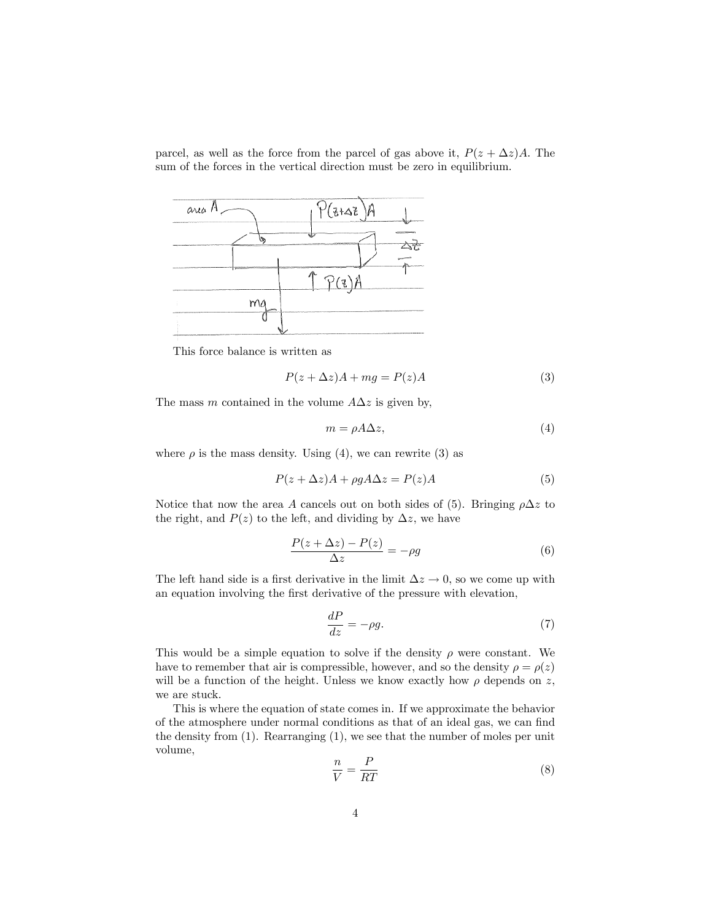parcel, as well as the force from the parcel of gas above it, $P(z + \Delta z)A$. The sum of the forces in the vertical direction must be zero in equilibrium.

This force balance is written as

$$P(z + \Delta z)A + mg = P(z)A \tag{3}$$

The mass $m$ contained in the volume $A\Delta z$ is given by,

$$m = \rho A \Delta z, \tag{4}$$

where $\rho$ is the mass density. Using (4), we can rewrite (3) as

$$P(z + \Delta z)A + \rho g A \Delta z = P(z)A \tag{5}$$

Notice that now the area $A$ cancels out on both sides of (5). Bringing $\rho \Delta z$ to the right, and $P(z)$ to the left, and dividing by $\Delta z$, we have

$$\frac{P(z + \Delta z) - P(z)}{\Delta z} = -\rho g \tag{6}$$

The left hand side is a first derivative in the limit $\Delta z \to 0$, so we come up with an equation involving the first derivative of the pressure with elevation,

$$\frac{dP}{dz} = -\rho g. \tag{7}$$

This would be a simple equation to solve if the density $\rho$ were constant. We have to remember that air is compressible, however, and so the density $\rho = \rho(z)$ will be a function of the height. Unless we know exactly how $\rho$ depends on $z$, we are stuck.

This is where the equation of state comes in. If we approximate the behavior of the atmosphere under normal conditions as that of an ideal gas, we can find the density from (1). Rearranging (1), we see that the number of moles per unit volume,

$$\frac{n}{V} = \frac{P}{RT} \tag{8}$$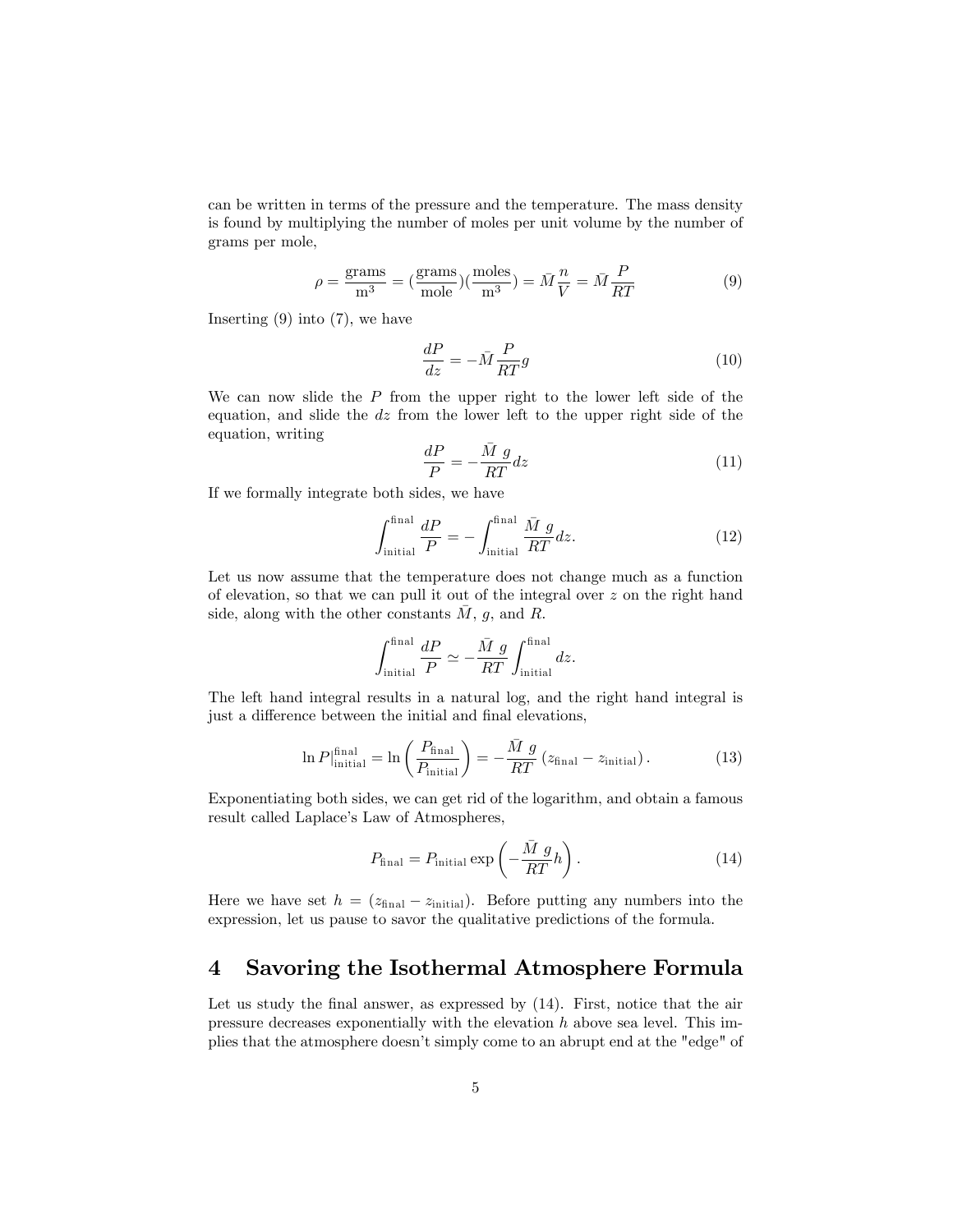can be written in terms of the pressure and the temperature. The mass density is found by multiplying the number of moles per unit volume by the number of grams per mole,

$$\rho = \frac{\text{grams}}{\text{m}^3} = (\frac{\text{grams}}{\text{mole}})(\frac{\text{moles}}{\text{m}^3}) = \bar{M}\frac{n}{V} = \bar{M}\frac{P}{RT} \tag{9}$$

Inserting (9) into (7), we have

$$\frac{dP}{dz} = -\bar{M}\frac{P}{RT}g \tag{10}$$

We can now slide the $P$ from the upper right to the lower left side of the equation, and slide the $dz$ from the lower left to the upper right side of the equation, writing

$$\frac{dP}{P} = -\frac{\bar{M}\ g}{RT}dz \tag{11}$$

If we formally integrate both sides, we have

$$\int_{\text{initial}}^{\text{final}} \frac{dP}{P} = -\int_{\text{initial}}^{\text{final}} \frac{\bar{M}\ g}{RT}dz. \tag{12}$$

Let us now assume that the temperature does not change much as a function of elevation, so that we can pull it out of the integral over $z$ on the right hand side, along with the other constants $\bar{M}$, $g$, and $R$.

$$\int_{\text{initial}}^{\text{final}} \frac{dP}{P} \simeq -\frac{\bar{M}\ g}{RT}\int_{\text{initial}}^{\text{final}} dz.$$

The left hand integral results in a natural log, and the right hand integral is just a difference between the initial and final elevations,

$$\ln P|_{\text{initial}}^{\text{final}} = \ln\left(\frac{P_{\text{final}}}{P_{\text{initial}}}\right) = -\frac{\bar{M}\ g}{RT}\left(z_{\text{final}} - z_{\text{initial}}\right). \tag{13}$$

Exponentiating both sides, we can get rid of the logarithm, and obtain a famous result called Laplace's Law of Atmospheres,

$$P_{\text{final}} = P_{\text{initial}}\exp\left(-\frac{\bar{M}\ g}{RT}h\right). \tag{14}$$

Here we have set $h = (z_{\text{final}} - z_{\text{initial}})$. Before putting any numbers into the expression, let us pause to savor the qualitative predictions of the formula.

# 4 Savoring the Isothermal Atmosphere Formula

Let us study the final answer, as expressed by (14). First, notice that the air pressure decreases exponentially with the elevation $h$ above sea level. This implies that the atmosphere doesn't simply come to an abrupt end at the "edge" of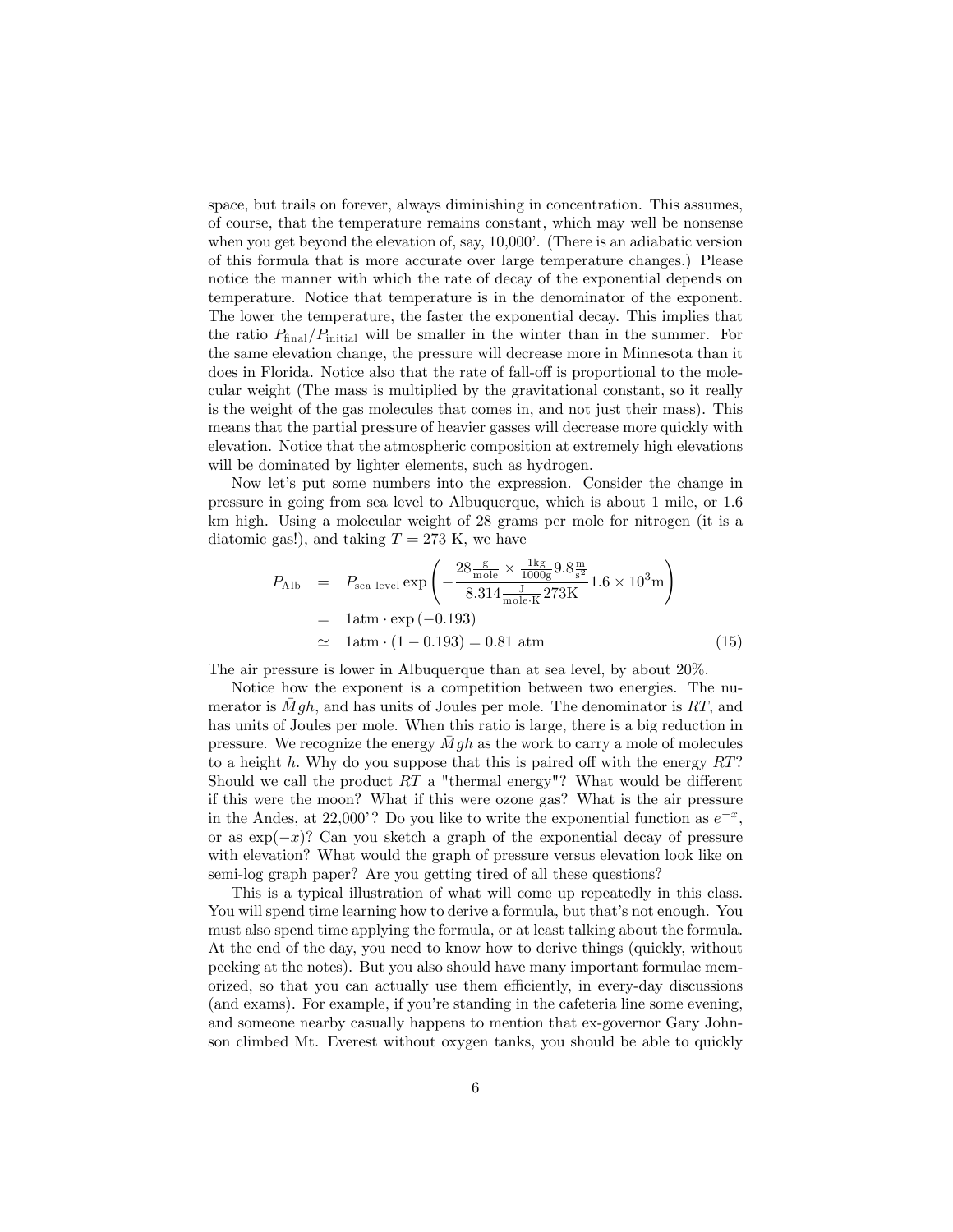space, but trails on forever, always diminishing in concentration. This assumes, of course, that the temperature remains constant, which may well be nonsense when you get beyond the elevation of, say, 10,000'. (There is an adiabatic version of this formula that is more accurate over large temperature changes.) Please notice the manner with which the rate of decay of the exponential depends on temperature. Notice that temperature is in the denominator of the exponent. The lower the temperature, the faster the exponential decay. This implies that the ratio $P_{\text{final}}/P_{\text{initial}}$ will be smaller in the winter than in the summer. For the same elevation change, the pressure will decrease more in Minnesota than it does in Florida. Notice also that the rate of fall-off is proportional to the molecular weight (The mass is multiplied by the gravitational constant, so it really is the weight of the gas molecules that comes in, and not just their mass). This means that the partial pressure of heavier gasses will decrease more quickly with elevation. Notice that the atmospheric composition at extremely high elevations will be dominated by lighter elements, such as hydrogen.

Now let's put some numbers into the expression. Consider the change in pressure in going from sea level to Albuquerque, which is about 1 mile, or 1.6 km high. Using a molecular weight of 28 grams per mole for nitrogen (it is a diatomic gas!), and taking $T = 273$ K, we have

$$
\begin{aligned}
P_{\text{Alb}} &= P_{\text{sea level}} \exp\left( -\frac{28\frac{\text{g}}{\text{mole}} \times \frac{1\text{kg}}{1000\text{g}} 9.8\frac{\text{m}}{\text{s}^2}}{8.314\frac{\text{J}}{\text{mole}\cdot\text{K}} 273\text{K}} 1.6 \times 10^3 \text{m} \right) \\
&= 1\text{atm} \cdot \exp\left(-0.193\right) \\
&\simeq 1\text{atm} \cdot (1 - 0.193) = 0.81 \text{ atm} \qquad (15)
\end{aligned}
$$

The air pressure is lower in Albuquerque than at sea level, by about 20%.

Notice how the exponent is a competition between two energies. The numerator is $\bar{M}gh$, and has units of Joules per mole. The denominator is $RT$, and has units of Joules per mole. When this ratio is large, there is a big reduction in pressure. We recognize the energy $\bar{M}gh$ as the work to carry a mole of molecules to a height $h$. Why do you suppose that this is paired off with the energy $RT$? Should we call the product $RT$ a "thermal energy"? What would be different if this were the moon? What if this were ozone gas? What is the air pressure in the Andes, at 22,000'? Do you like to write the exponential function as $e^{-x}$, or as $\exp(-x)$? Can you sketch a graph of the exponential decay of pressure with elevation? What would the graph of pressure versus elevation look like on semi-log graph paper? Are you getting tired of all these questions?

This is a typical illustration of what will come up repeatedly in this class. You will spend time learning how to derive a formula, but that's not enough. You must also spend time applying the formula, or at least talking about the formula. At the end of the day, you need to know how to derive things (quickly, without peeking at the notes). But you also should have many important formulae memorized, so that you can actually use them efficiently, in every-day discussions (and exams). For example, if you're standing in the cafeteria line some evening, and someone nearby casually happens to mention that ex-governor Gary Johnson climbed Mt. Everest without oxygen tanks, you should be able to quickly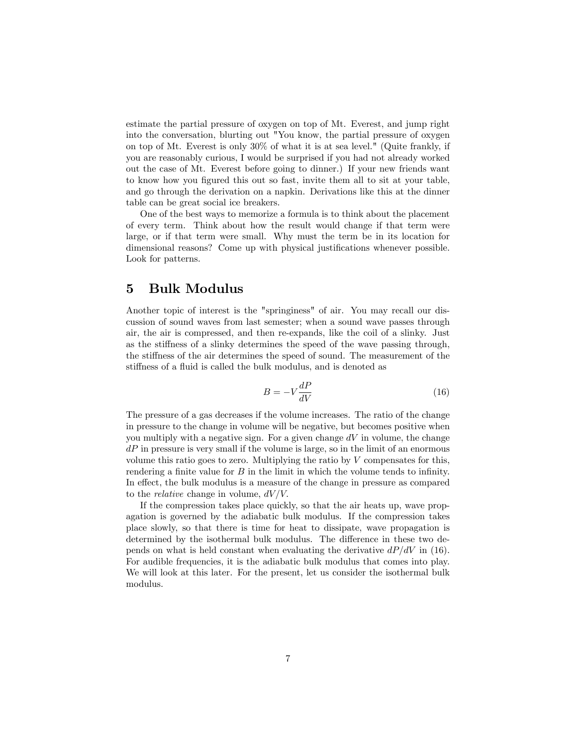estimate the partial pressure of oxygen on top of Mt. Everest, and jump right into the conversation, blurting out "You know, the partial pressure of oxygen on top of Mt. Everest is only 30% of what it is at sea level." (Quite frankly, if you are reasonably curious, I would be surprised if you had not already worked out the case of Mt. Everest before going to dinner.) If your new friends want to know how you figured this out so fast, invite them all to sit at your table, and go through the derivation on a napkin. Derivations like this at the dinner table can be great social ice breakers.

One of the best ways to memorize a formula is to think about the placement of every term. Think about how the result would change if that term were large, or if that term were small. Why must the term be in its location for dimensional reasons? Come up with physical justifications whenever possible. Look for patterns.

## 5 Bulk Modulus

Another topic of interest is the "springiness" of air. You may recall our discussion of sound waves from last semester; when a sound wave passes through air, the air is compressed, and then re-expands, like the coil of a slinky. Just as the stiffness of a slinky determines the speed of the wave passing through, the stiffness of the air determines the speed of sound. The measurement of the stiffness of a fluid is called the bulk modulus, and is denoted as

$$B = -V \frac{dP}{dV} \tag{16}$$

The pressure of a gas decreases if the volume increases. The ratio of the change in pressure to the change in volume will be negative, but becomes positive when you multiply with a negative sign. For a given change $dV$ in volume, the change $dP$ in pressure is very small if the volume is large, so in the limit of an enormous volume this ratio goes to zero. Multiplying the ratio by $V$ compensates for this, rendering a finite value for $B$ in the limit in which the volume tends to infinity. In effect, the bulk modulus is a measure of the change in pressure as compared to the *relative* change in volume, $dV/V$.

If the compression takes place quickly, so that the air heats up, wave propagation is governed by the adiabatic bulk modulus. If the compression takes place slowly, so that there is time for heat to dissipate, wave propagation is determined by the isothermal bulk modulus. The difference in these two depends on what is held constant when evaluating the derivative $dP/dV$ in (16). For audible frequencies, it is the adiabatic bulk modulus that comes into play. We will look at this later. For the present, let us consider the isothermal bulk modulus.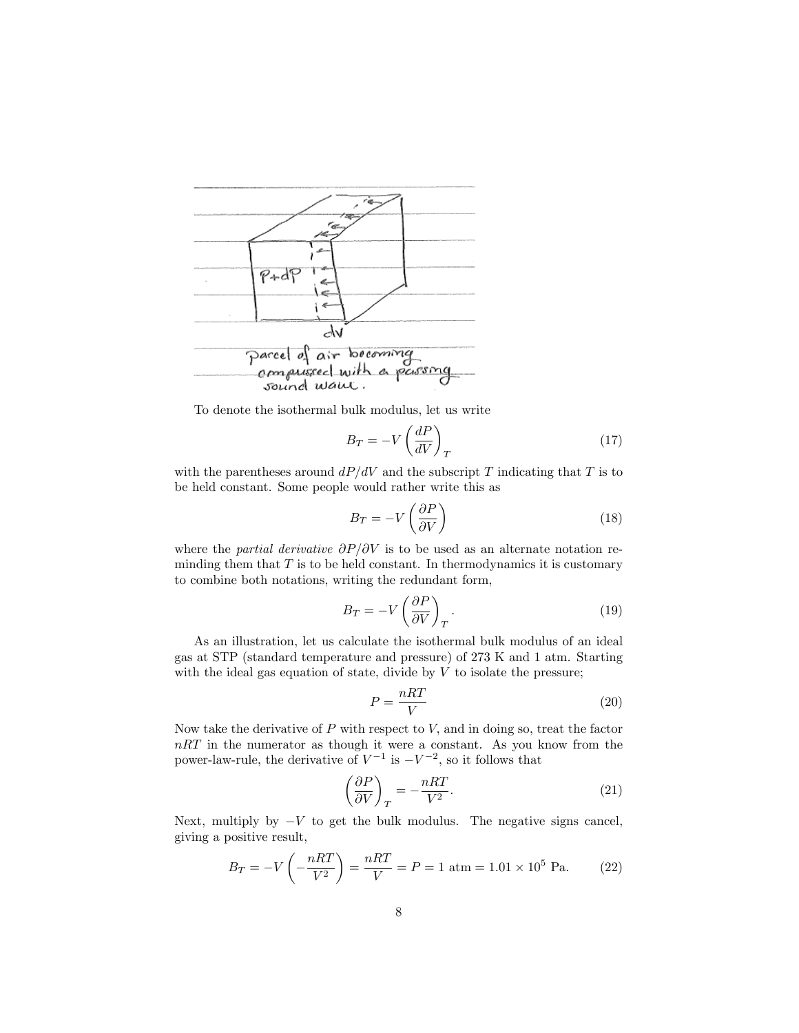To denote the isothermal bulk modulus, let us write

$$B_T = -V \left( \frac{dP}{dV} \right)_T \tag{17}$$

with the parentheses around $dP/dV$ and the subscript $T$ indicating that $T$ is to be held constant. Some people would rather write this as

$$B_T = -V \left( \frac{\partial P}{\partial V} \right) \tag{18}$$

where the *partial derivative* $\partial P/\partial V$ is to be used as an alternate notation reminding them that $T$ is to be held constant. In thermodynamics it is customary to combine both notations, writing the redundant form,

$$B_T = -V \left( \frac{\partial P}{\partial V} \right)_T . \tag{19}$$

As an illustration, let us calculate the isothermal bulk modulus of an ideal gas at STP (standard temperature and pressure) of 273 K and 1 atm. Starting with the ideal gas equation of state, divide by $V$ to isolate the pressure;

$$P = \frac{nRT}{V} \tag{20}$$

Now take the derivative of $P$ with respect to $V$, and in doing so, treat the factor $nRT$ in the numerator as though it were a constant. As you know from the power-law-rule, the derivative of $V^{-1}$ is $-V^{-2}$, so it follows that

$$\left( \frac{\partial P}{\partial V} \right)_T = -\frac{nRT}{V^2} . \tag{21}$$

Next, multiply by $-V$ to get the bulk modulus. The negative signs cancel, giving a positive result,

$$B_T = -V \left( -\frac{nRT}{V^2} \right) = \frac{nRT}{V} = P = 1 \text{ atm} = 1.01 \times 10^5 \text{ Pa}. \tag{22}$$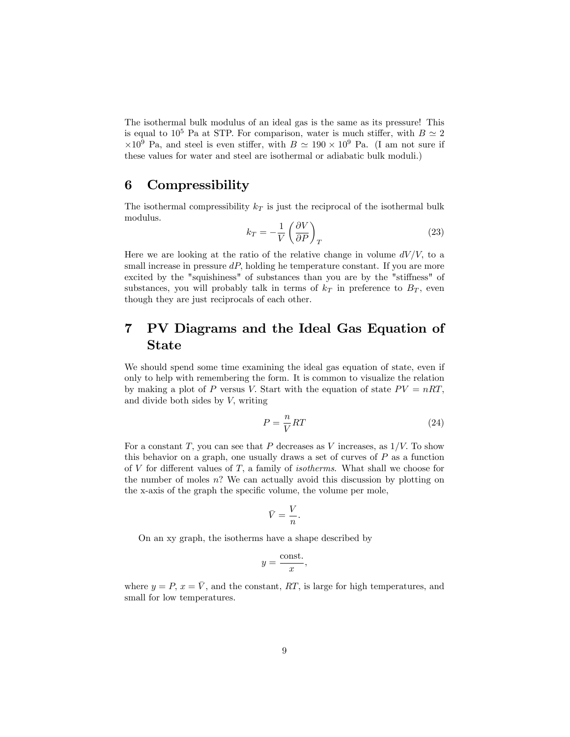The isothermal bulk modulus of an ideal gas is the same as its pressure! This is equal to $10^5$ Pa at STP. For comparison, water is much stiffer, with $B \simeq 2 \times 10^9$ Pa, and steel is even stiffer, with $B \simeq 190 \times 10^9$ Pa. (I am not sure if these values for water and steel are isothermal or adiabatic bulk moduli.)

## 6 Compressibility

The isothermal compressibility $k_T$ is just the reciprocal of the isothermal bulk modulus.

$$k_T = -\frac{1}{V}\left(\frac{\partial V}{\partial P}\right)_T \tag{23}$$

Here we are looking at the ratio of the relative change in volume $dV/V$, to a small increase in pressure $dP$, holding he temperature constant. If you are more excited by the "squishiness" of substances than you are by the "stiffness" of substances, you will probably talk in terms of $k_T$ in preference to $B_T$, even though they are just reciprocals of each other.

## 7 PV Diagrams and the Ideal Gas Equation of State

We should spend some time examining the ideal gas equation of state, even if only to help with remembering the form. It is common to visualize the relation by making a plot of $P$ versus $V$. Start with the equation of state $PV = nRT$, and divide both sides by $V$, writing

$$P = \frac{n}{V}RT \tag{24}$$

For a constant $T$, you can see that $P$ decreases as $V$ increases, as $1/V$. To show this behavior on a graph, one usually draws a set of curves of $P$ as a function of $V$ for different values of $T$, a family of *isotherms*. What shall we choose for the number of moles $n$? We can actually avoid this discussion by plotting on the x-axis of the graph the specific volume, the volume per mole,

$$\bar{V} = \frac{V}{n}.$$

On an xy graph, the isotherms have a shape described by

$$y = \frac{\text{const.}}{x},$$

where $y = P$, $x = \bar{V}$, and the constant, $RT$, is large for high temperatures, and small for low temperatures.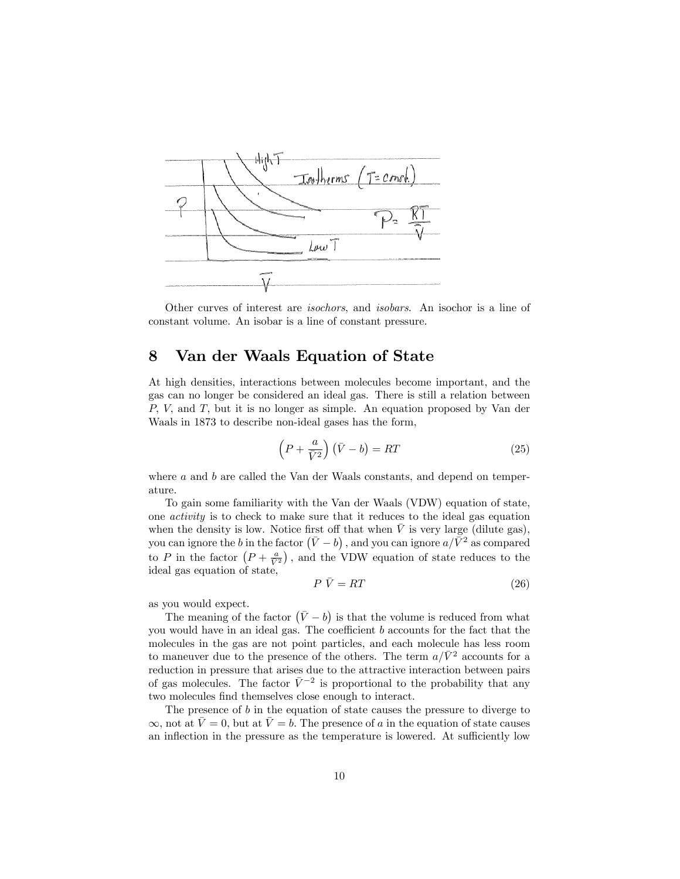Other curves of interest are *isochors*, and *isobars*. An isochor is a line of constant volume. An isobar is a line of constant pressure.

## 8 Van der Waals Equation of State

At high densities, interactions between molecules become important, and the gas can no longer be considered an ideal gas. There is still a relation between $P$, $V$, and $T$, but it is no longer as simple. An equation proposed by Van der Waals in 1873 to describe non-ideal gases has the form,

$$\left(P + \frac{a}{\bar{V}^2}\right)\left(\bar{V} - b\right) = RT \tag{25}$$

where $a$ and $b$ are called the Van der Waals constants, and depend on temperature.

To gain some familiarity with the Van der Waals (VDW) equation of state, one *activity* is to check to make sure that it reduces to the ideal gas equation when the density is low. Notice first off that when $\bar{V}$ is very large (dilute gas), you can ignore the $b$ in the factor $\left(\bar{V} - b\right)$, and you can ignore $a/\bar{V}^2$ as compared to $P$ in the factor $\left(P + \frac{a}{\bar{V}^2}\right)$, and the VDW equation of state reduces to the ideal gas equation of state,

$$P\,\bar{V} = RT \tag{26}$$

as you would expect.

The meaning of the factor $\left(\bar{V} - b\right)$ is that the volume is reduced from what you would have in an ideal gas. The coefficient $b$ accounts for the fact that the molecules in the gas are not point particles, and each molecule has less room to maneuver due to the presence of the others. The term $a/\bar{V}^2$ accounts for a reduction in pressure that arises due to the attractive interaction between pairs of gas molecules. The factor $\bar{V}^{-2}$ is proportional to the probability that any two molecules find themselves close enough to interact.

The presence of $b$ in the equation of state causes the pressure to diverge to $\infty$, not at $\bar{V} = 0$, but at $\bar{V} = b$. The presence of $a$ in the equation of state causes an inflection in the pressure as the temperature is lowered. At sufficiently low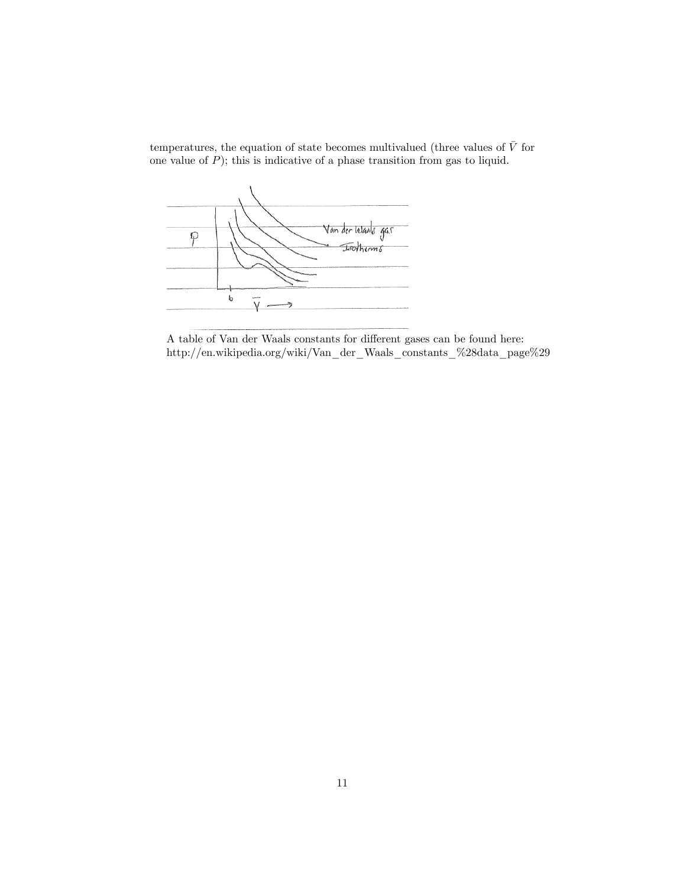temperatures, the equation of state becomes multivalued (three values of $\bar{V}$ for one value of $P$); this is indicative of a phase transition from gas to liquid.

P

Van der Waals gas Isotherms

b

$\bar{V}$ ⟶

A table of Van der Waals constants for different gases can be found here: http://en.wikipedia.org/wiki/Van_der_Waals_constants_%28data_page%29